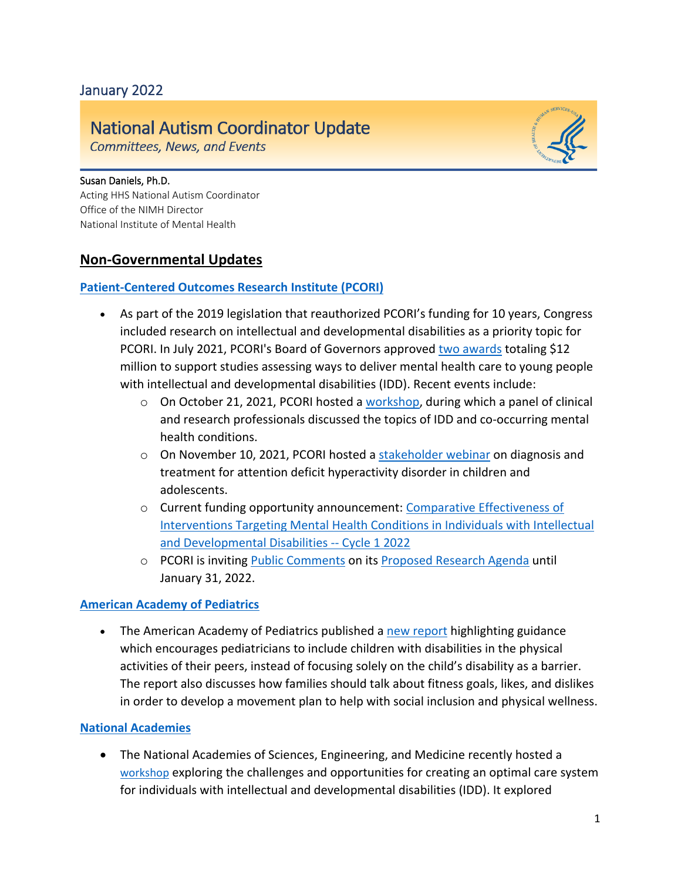January 2022

# National Autism Coordinator Update

*Committees, News, and Events*

Susan Daniels, Ph.D.
Acting HHS National Autism Coordinator
Office of the NIMH Director
National Institute of Mental Health

## Non-Governmental Updates

### Patient-Centered Outcomes Research Institute (PCORI)

- As part of the 2019 legislation that reauthorized PCORI's funding for 10 years, Congress included research on intellectual and developmental disabilities as a priority topic for PCORI. In July 2021, PCORI's Board of Governors approved two awards totaling $12 million to support studies assessing ways to deliver mental health care to young people with intellectual and developmental disabilities (IDD). Recent events include:
  - On October 21, 2021, PCORI hosted a workshop, during which a panel of clinical and research professionals discussed the topics of IDD and co-occurring mental health conditions.
  - On November 10, 2021, PCORI hosted a stakeholder webinar on diagnosis and treatment for attention deficit hyperactivity disorder in children and adolescents.
  - Current funding opportunity announcement: Comparative Effectiveness of Interventions Targeting Mental Health Conditions in Individuals with Intellectual and Developmental Disabilities -- Cycle 1 2022
  - PCORI is inviting Public Comments on its Proposed Research Agenda until January 31, 2022.

### American Academy of Pediatrics

- The American Academy of Pediatrics published a new report highlighting guidance which encourages pediatricians to include children with disabilities in the physical activities of their peers, instead of focusing solely on the child's disability as a barrier. The report also discusses how families should talk about fitness goals, likes, and dislikes in order to develop a movement plan to help with social inclusion and physical wellness.

### National Academies

- The National Academies of Sciences, Engineering, and Medicine recently hosted a workshop exploring the challenges and opportunities for creating an optimal care system for individuals with intellectual and developmental disabilities (IDD). It explored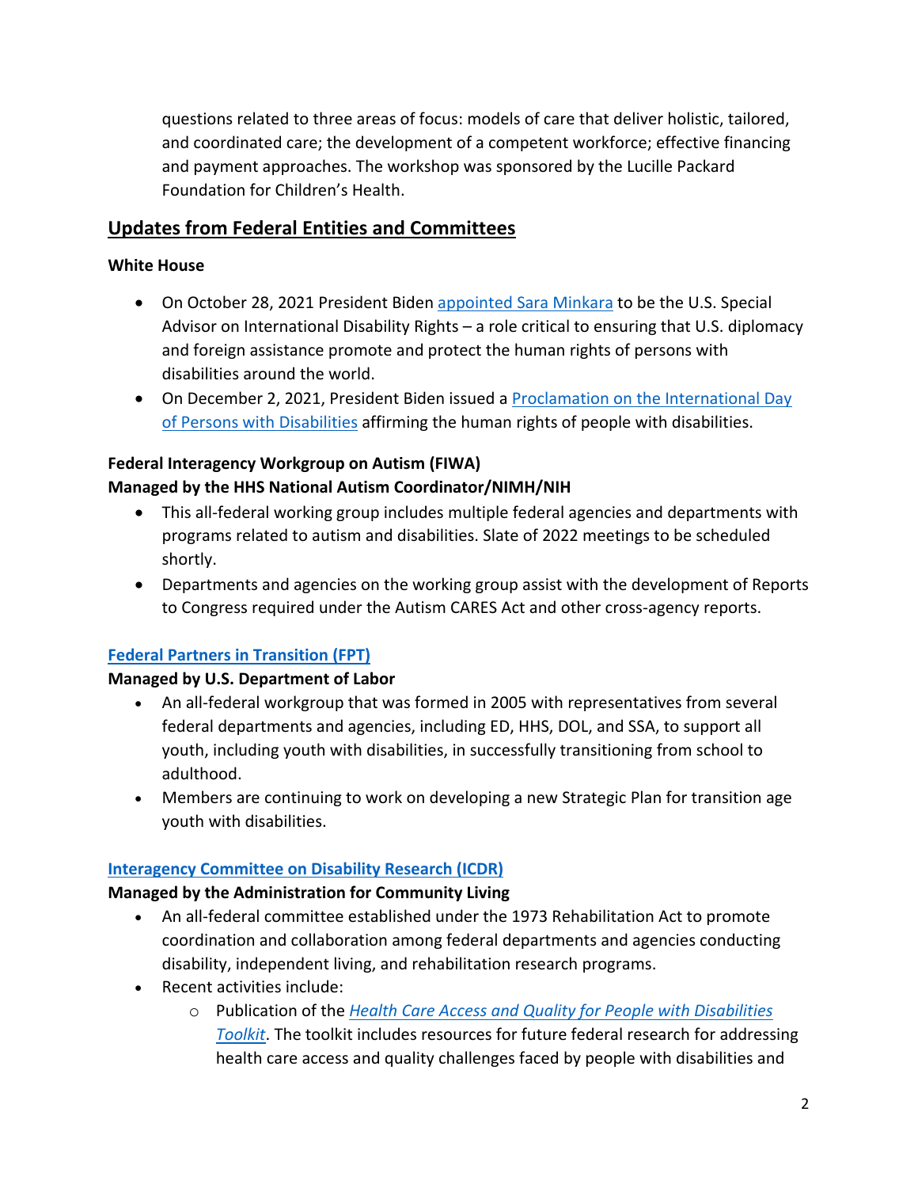questions related to three areas of focus: models of care that deliver holistic, tailored, and coordinated care; the development of a competent workforce; effective financing and payment approaches. The workshop was sponsored by the Lucille Packard Foundation for Children's Health.

## Updates from Federal Entities and Committees

**White House**

- On October 28, 2021 President Biden appointed Sara Minkara to be the U.S. Special Advisor on International Disability Rights – a role critical to ensuring that U.S. diplomacy and foreign assistance promote and protect the human rights of persons with disabilities around the world.
- On December 2, 2021, President Biden issued a Proclamation on the International Day of Persons with Disabilities affirming the human rights of people with disabilities.

**Federal Interagency Workgroup on Autism (FIWA)**
**Managed by the HHS National Autism Coordinator/NIMH/NIH**

- This all-federal working group includes multiple federal agencies and departments with programs related to autism and disabilities. Slate of 2022 meetings to be scheduled shortly.
- Departments and agencies on the working group assist with the development of Reports to Congress required under the Autism CARES Act and other cross-agency reports.

**Federal Partners in Transition (FPT)**
**Managed by U.S. Department of Labor**

- An all-federal workgroup that was formed in 2005 with representatives from several federal departments and agencies, including ED, HHS, DOL, and SSA, to support all youth, including youth with disabilities, in successfully transitioning from school to adulthood.
- Members are continuing to work on developing a new Strategic Plan for transition age youth with disabilities.

**Interagency Committee on Disability Research (ICDR)**
**Managed by the Administration for Community Living**

- An all-federal committee established under the 1973 Rehabilitation Act to promote coordination and collaboration among federal departments and agencies conducting disability, independent living, and rehabilitation research programs.
- Recent activities include:
  - Publication of the *Health Care Access and Quality for People with Disabilities Toolkit*. The toolkit includes resources for future federal research for addressing health care access and quality challenges faced by people with disabilities and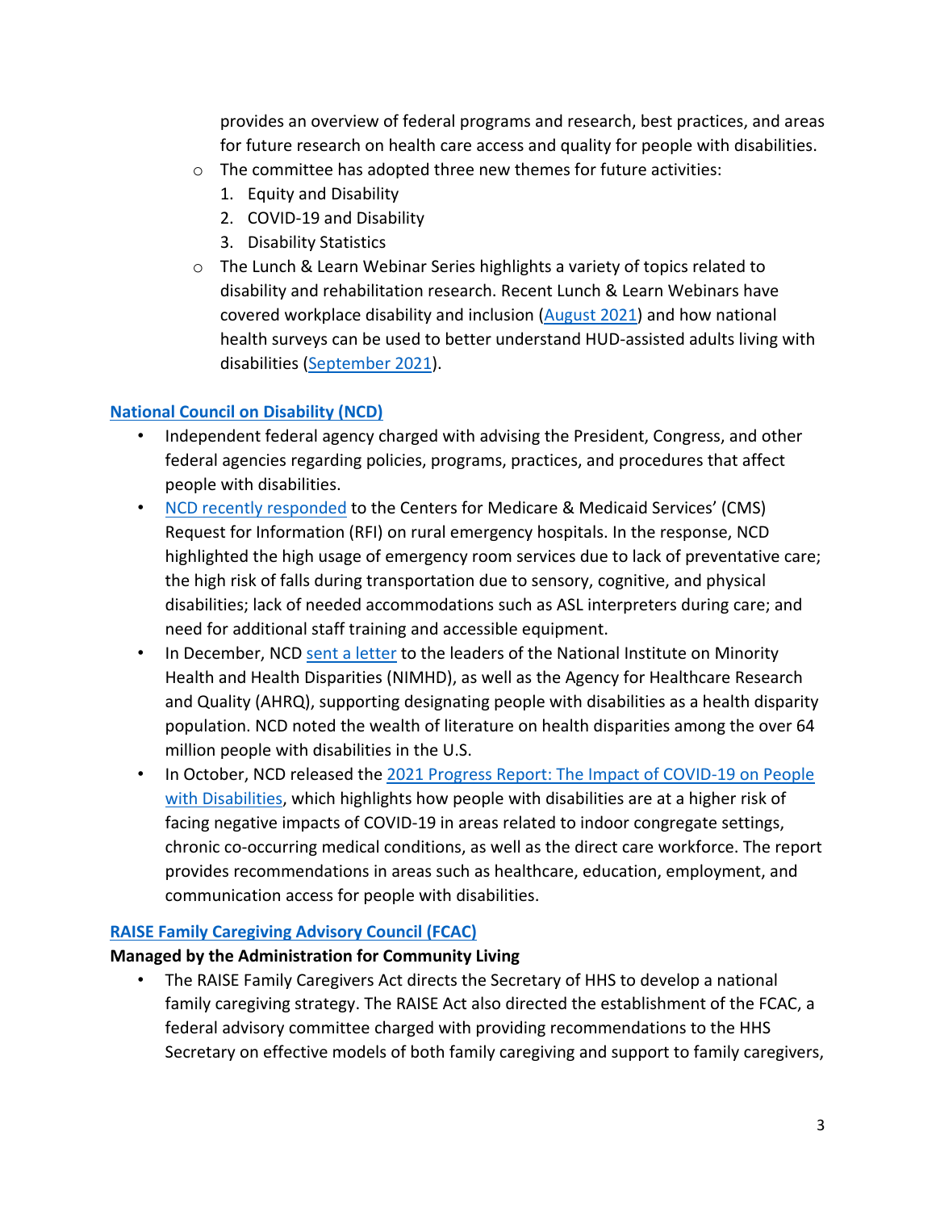provides an overview of federal programs and research, best practices, and areas for future research on health care access and quality for people with disabilities.

- The committee has adopted three new themes for future activities:
  1. Equity and Disability
  2. COVID-19 and Disability
  3. Disability Statistics
- The Lunch & Learn Webinar Series highlights a variety of topics related to disability and rehabilitation research. Recent Lunch & Learn Webinars have covered workplace disability and inclusion (August 2021) and how national health surveys can be used to better understand HUD-assisted adults living with disabilities (September 2021).

**National Council on Disability (NCD)**

- Independent federal agency charged with advising the President, Congress, and other federal agencies regarding policies, programs, practices, and procedures that affect people with disabilities.
- NCD recently responded to the Centers for Medicare & Medicaid Services' (CMS) Request for Information (RFI) on rural emergency hospitals. In the response, NCD highlighted the high usage of emergency room services due to lack of preventative care; the high risk of falls during transportation due to sensory, cognitive, and physical disabilities; lack of needed accommodations such as ASL interpreters during care; and need for additional staff training and accessible equipment.
- In December, NCD sent a letter to the leaders of the National Institute on Minority Health and Health Disparities (NIMHD), as well as the Agency for Healthcare Research and Quality (AHRQ), supporting designating people with disabilities as a health disparity population. NCD noted the wealth of literature on health disparities among the over 64 million people with disabilities in the U.S.
- In October, NCD released the 2021 Progress Report: The Impact of COVID-19 on People with Disabilities, which highlights how people with disabilities are at a higher risk of facing negative impacts of COVID-19 in areas related to indoor congregate settings, chronic co-occurring medical conditions, as well as the direct care workforce. The report provides recommendations in areas such as healthcare, education, employment, and communication access for people with disabilities.

**RAISE Family Caregiving Advisory Council (FCAC)**

**Managed by the Administration for Community Living**

- The RAISE Family Caregivers Act directs the Secretary of HHS to develop a national family caregiving strategy. The RAISE Act also directed the establishment of the FCAC, a federal advisory committee charged with providing recommendations to the HHS Secretary on effective models of both family caregiving and support to family caregivers,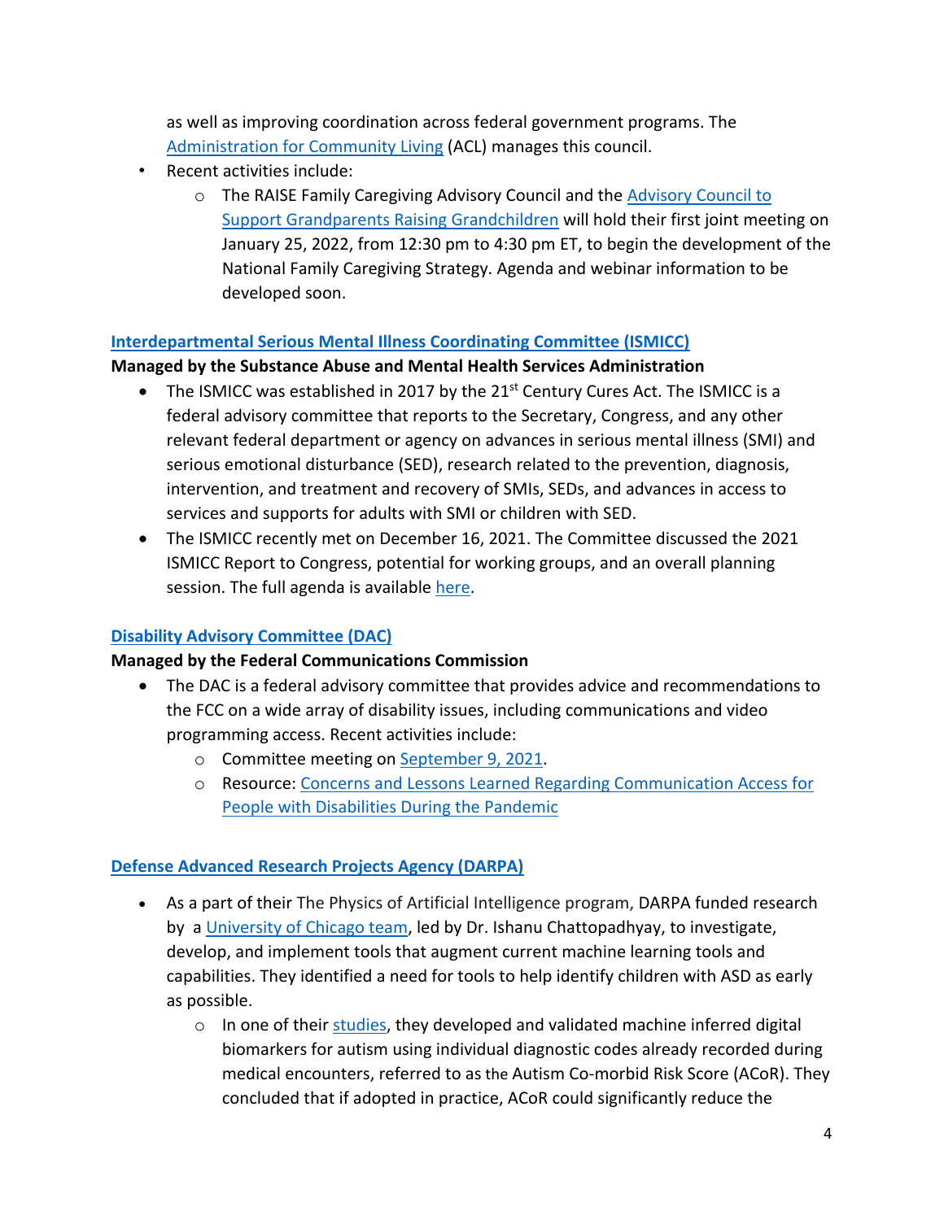as well as improving coordination across federal government programs. The Administration for Community Living (ACL) manages this council.

- Recent activities include:
    - The RAISE Family Caregiving Advisory Council and the Advisory Council to Support Grandparents Raising Grandchildren will hold their first joint meeting on January 25, 2022, from 12:30 pm to 4:30 pm ET, to begin the development of the National Family Caregiving Strategy. Agenda and webinar information to be developed soon.

### Interdepartmental Serious Mental Illness Coordinating Committee (ISMICC)

**Managed by the Substance Abuse and Mental Health Services Administration**

- The ISMICC was established in 2017 by the 21st Century Cures Act. The ISMICC is a federal advisory committee that reports to the Secretary, Congress, and any other relevant federal department or agency on advances in serious mental illness (SMI) and serious emotional disturbance (SED), research related to the prevention, diagnosis, intervention, and treatment and recovery of SMIs, SEDs, and advances in access to services and supports for adults with SMI or children with SED.
- The ISMICC recently met on December 16, 2021. The Committee discussed the 2021 ISMICC Report to Congress, potential for working groups, and an overall planning session. The full agenda is available here.

### Disability Advisory Committee (DAC)

**Managed by the Federal Communications Commission**

- The DAC is a federal advisory committee that provides advice and recommendations to the FCC on a wide array of disability issues, including communications and video programming access. Recent activities include:
    - Committee meeting on September 9, 2021.
    - Resource: Concerns and Lessons Learned Regarding Communication Access for People with Disabilities During the Pandemic

### Defense Advanced Research Projects Agency (DARPA)

- As a part of their The Physics of Artificial Intelligence program, DARPA funded research by a University of Chicago team, led by Dr. Ishanu Chattopadhyay, to investigate, develop, and implement tools that augment current machine learning tools and capabilities. They identified a need for tools to help identify children with ASD as early as possible.
    - In one of their studies, they developed and validated machine inferred digital biomarkers for autism using individual diagnostic codes already recorded during medical encounters, referred to as the Autism Co-morbid Risk Score (ACoR). They concluded that if adopted in practice, ACoR could significantly reduce the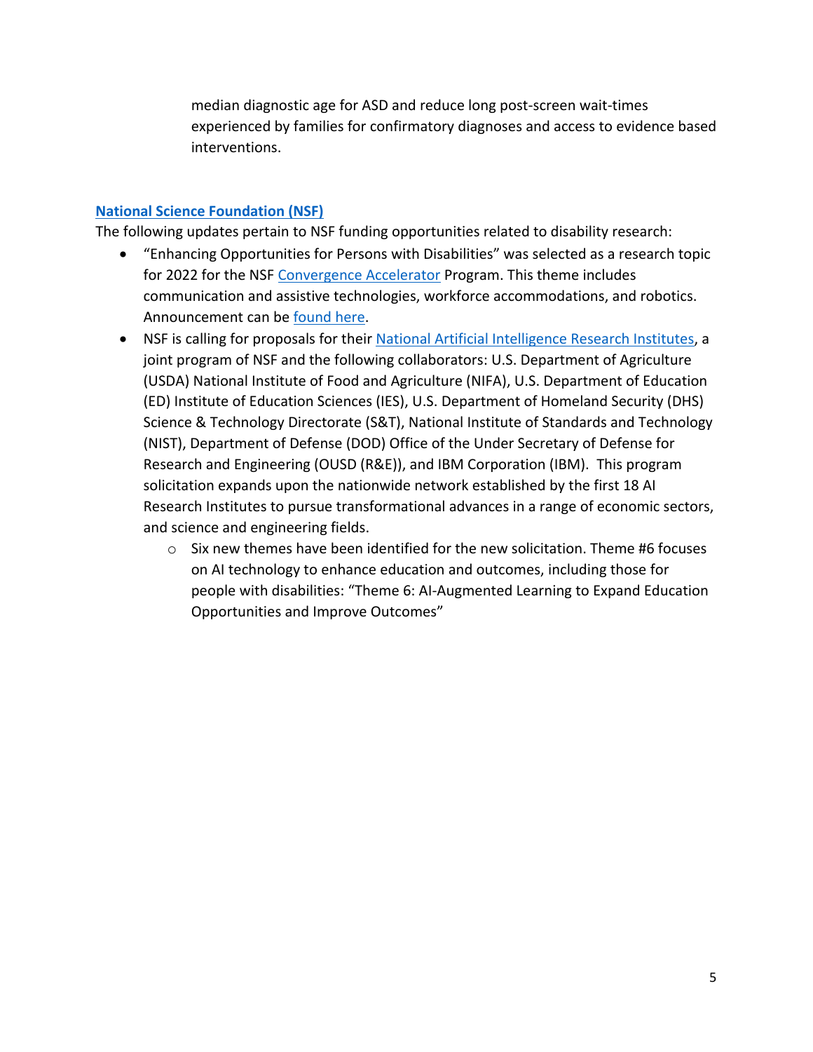median diagnostic age for ASD and reduce long post-screen wait-times experienced by families for confirmatory diagnoses and access to evidence based interventions.

## National Science Foundation (NSF)

The following updates pertain to NSF funding opportunities related to disability research:

- "Enhancing Opportunities for Persons with Disabilities" was selected as a research topic for 2022 for the NSF Convergence Accelerator Program. This theme includes communication and assistive technologies, workforce accommodations, and robotics. Announcement can be found here.
- NSF is calling for proposals for their National Artificial Intelligence Research Institutes, a joint program of NSF and the following collaborators: U.S. Department of Agriculture (USDA) National Institute of Food and Agriculture (NIFA), U.S. Department of Education (ED) Institute of Education Sciences (IES), U.S. Department of Homeland Security (DHS) Science & Technology Directorate (S&T), National Institute of Standards and Technology (NIST), Department of Defense (DOD) Office of the Under Secretary of Defense for Research and Engineering (OUSD (R&E)), and IBM Corporation (IBM). This program solicitation expands upon the nationwide network established by the first 18 AI Research Institutes to pursue transformational advances in a range of economic sectors, and science and engineering fields.
  - Six new themes have been identified for the new solicitation. Theme #6 focuses on AI technology to enhance education and outcomes, including those for people with disabilities: "Theme 6: AI-Augmented Learning to Expand Education Opportunities and Improve Outcomes"